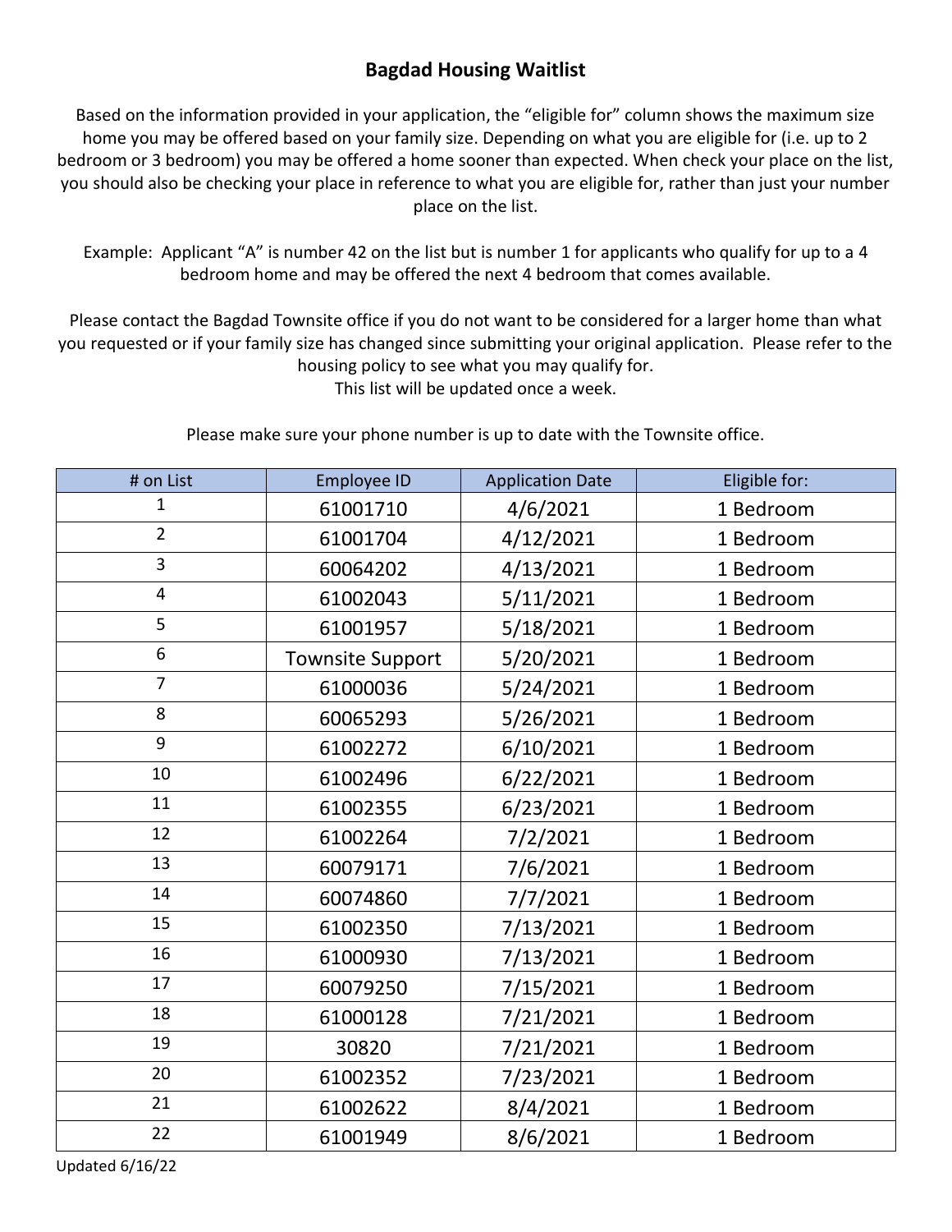# Bagdad Housing Waitlist

Based on the information provided in your application, the “eligible for” column shows the maximum size home you may be offered based on your family size. Depending on what you are eligible for (i.e. up to 2 bedroom or 3 bedroom) you may be offered a home sooner than expected. When check your place on the list, you should also be checking your place in reference to what you are eligible for, rather than just your number place on the list.

Example: Applicant “A” is number 42 on the list but is number 1 for applicants who qualify for up to a 4 bedroom home and may be offered the next 4 bedroom that comes available.

Please contact the Bagdad Townsite office if you do not want to be considered for a larger home than what you requested or if your family size has changed since submitting your original application. Please refer to the housing policy to see what you may qualify for.
This list will be updated once a week.

Please make sure your phone number is up to date with the Townsite office.

| # on List | Employee ID | Application Date | Eligible for: |
|---|---|---|---|
| 1 | 61001710 | 4/6/2021 | 1 Bedroom |
| 2 | 61001704 | 4/12/2021 | 1 Bedroom |
| 3 | 60064202 | 4/13/2021 | 1 Bedroom |
| 4 | 61002043 | 5/11/2021 | 1 Bedroom |
| 5 | 61001957 | 5/18/2021 | 1 Bedroom |
| 6 | Townsite Support | 5/20/2021 | 1 Bedroom |
| 7 | 61000036 | 5/24/2021 | 1 Bedroom |
| 8 | 60065293 | 5/26/2021 | 1 Bedroom |
| 9 | 61002272 | 6/10/2021 | 1 Bedroom |
| 10 | 61002496 | 6/22/2021 | 1 Bedroom |
| 11 | 61002355 | 6/23/2021 | 1 Bedroom |
| 12 | 61002264 | 7/2/2021 | 1 Bedroom |
| 13 | 60079171 | 7/6/2021 | 1 Bedroom |
| 14 | 60074860 | 7/7/2021 | 1 Bedroom |
| 15 | 61002350 | 7/13/2021 | 1 Bedroom |
| 16 | 61000930 | 7/13/2021 | 1 Bedroom |
| 17 | 60079250 | 7/15/2021 | 1 Bedroom |
| 18 | 61000128 | 7/21/2021 | 1 Bedroom |
| 19 | 30820 | 7/21/2021 | 1 Bedroom |
| 20 | 61002352 | 7/23/2021 | 1 Bedroom |
| 21 | 61002622 | 8/4/2021 | 1 Bedroom |
| 22 | 61001949 | 8/6/2021 | 1 Bedroom |

Updated 6/16/22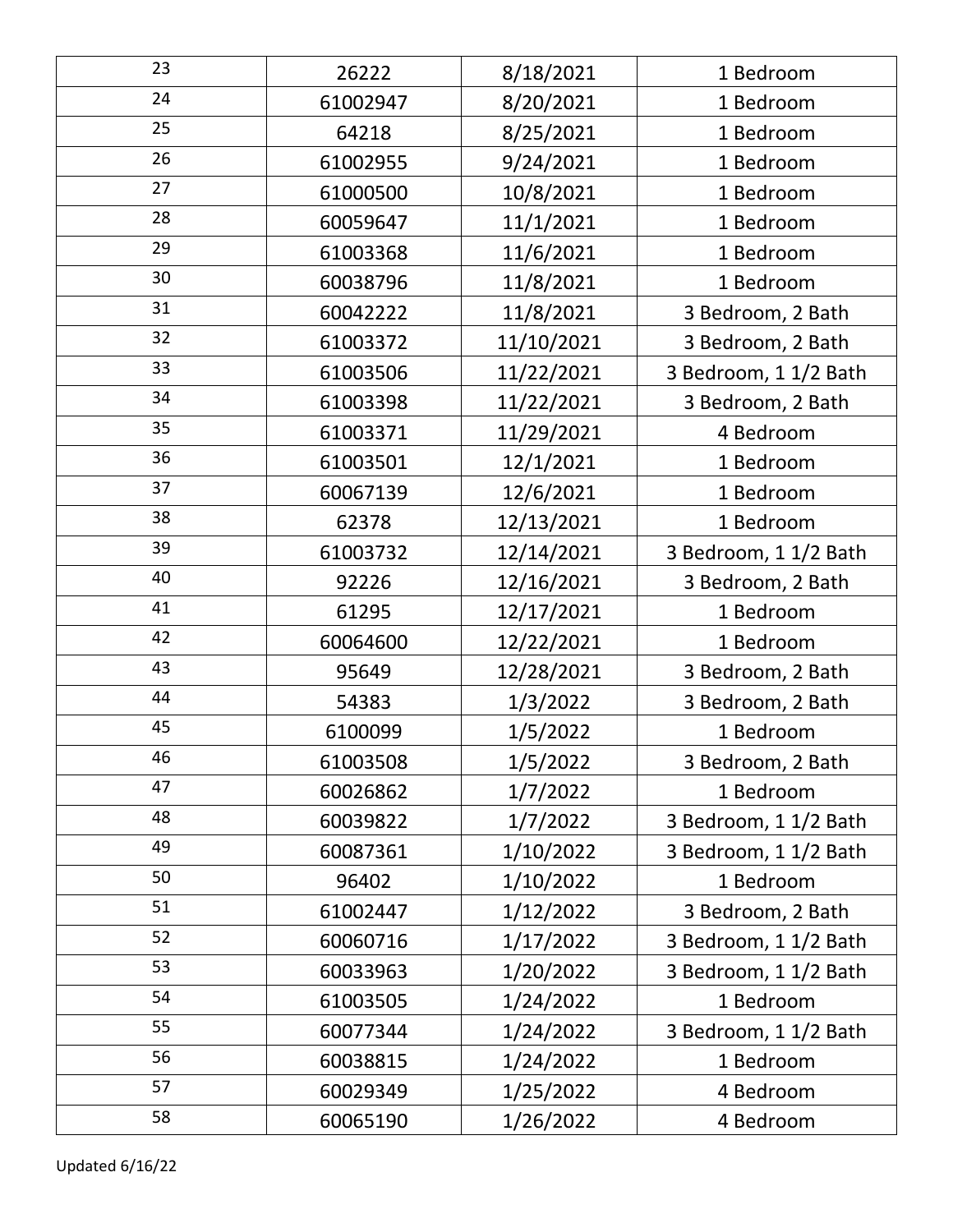| 23 | 26222 | 8/18/2021 | 1 Bedroom |
|---|---|---|---|
| 24 | 61002947 | 8/20/2021 | 1 Bedroom |
| 25 | 64218 | 8/25/2021 | 1 Bedroom |
| 26 | 61002955 | 9/24/2021 | 1 Bedroom |
| 27 | 61000500 | 10/8/2021 | 1 Bedroom |
| 28 | 60059647 | 11/1/2021 | 1 Bedroom |
| 29 | 61003368 | 11/6/2021 | 1 Bedroom |
| 30 | 60038796 | 11/8/2021 | 1 Bedroom |
| 31 | 60042222 | 11/8/2021 | 3 Bedroom, 2 Bath |
| 32 | 61003372 | 11/10/2021 | 3 Bedroom, 2 Bath |
| 33 | 61003506 | 11/22/2021 | 3 Bedroom, 1 1/2 Bath |
| 34 | 61003398 | 11/22/2021 | 3 Bedroom, 2 Bath |
| 35 | 61003371 | 11/29/2021 | 4 Bedroom |
| 36 | 61003501 | 12/1/2021 | 1 Bedroom |
| 37 | 60067139 | 12/6/2021 | 1 Bedroom |
| 38 | 62378 | 12/13/2021 | 1 Bedroom |
| 39 | 61003732 | 12/14/2021 | 3 Bedroom, 1 1/2 Bath |
| 40 | 92226 | 12/16/2021 | 3 Bedroom, 2 Bath |
| 41 | 61295 | 12/17/2021 | 1 Bedroom |
| 42 | 60064600 | 12/22/2021 | 1 Bedroom |
| 43 | 95649 | 12/28/2021 | 3 Bedroom, 2 Bath |
| 44 | 54383 | 1/3/2022 | 3 Bedroom, 2 Bath |
| 45 | 6100099 | 1/5/2022 | 1 Bedroom |
| 46 | 61003508 | 1/5/2022 | 3 Bedroom, 2 Bath |
| 47 | 60026862 | 1/7/2022 | 1 Bedroom |
| 48 | 60039822 | 1/7/2022 | 3 Bedroom, 1 1/2 Bath |
| 49 | 60087361 | 1/10/2022 | 3 Bedroom, 1 1/2 Bath |
| 50 | 96402 | 1/10/2022 | 1 Bedroom |
| 51 | 61002447 | 1/12/2022 | 3 Bedroom, 2 Bath |
| 52 | 60060716 | 1/17/2022 | 3 Bedroom, 1 1/2 Bath |
| 53 | 60033963 | 1/20/2022 | 3 Bedroom, 1 1/2 Bath |
| 54 | 61003505 | 1/24/2022 | 1 Bedroom |
| 55 | 60077344 | 1/24/2022 | 3 Bedroom, 1 1/2 Bath |
| 56 | 60038815 | 1/24/2022 | 1 Bedroom |
| 57 | 60029349 | 1/25/2022 | 4 Bedroom |
| 58 | 60065190 | 1/26/2022 | 4 Bedroom |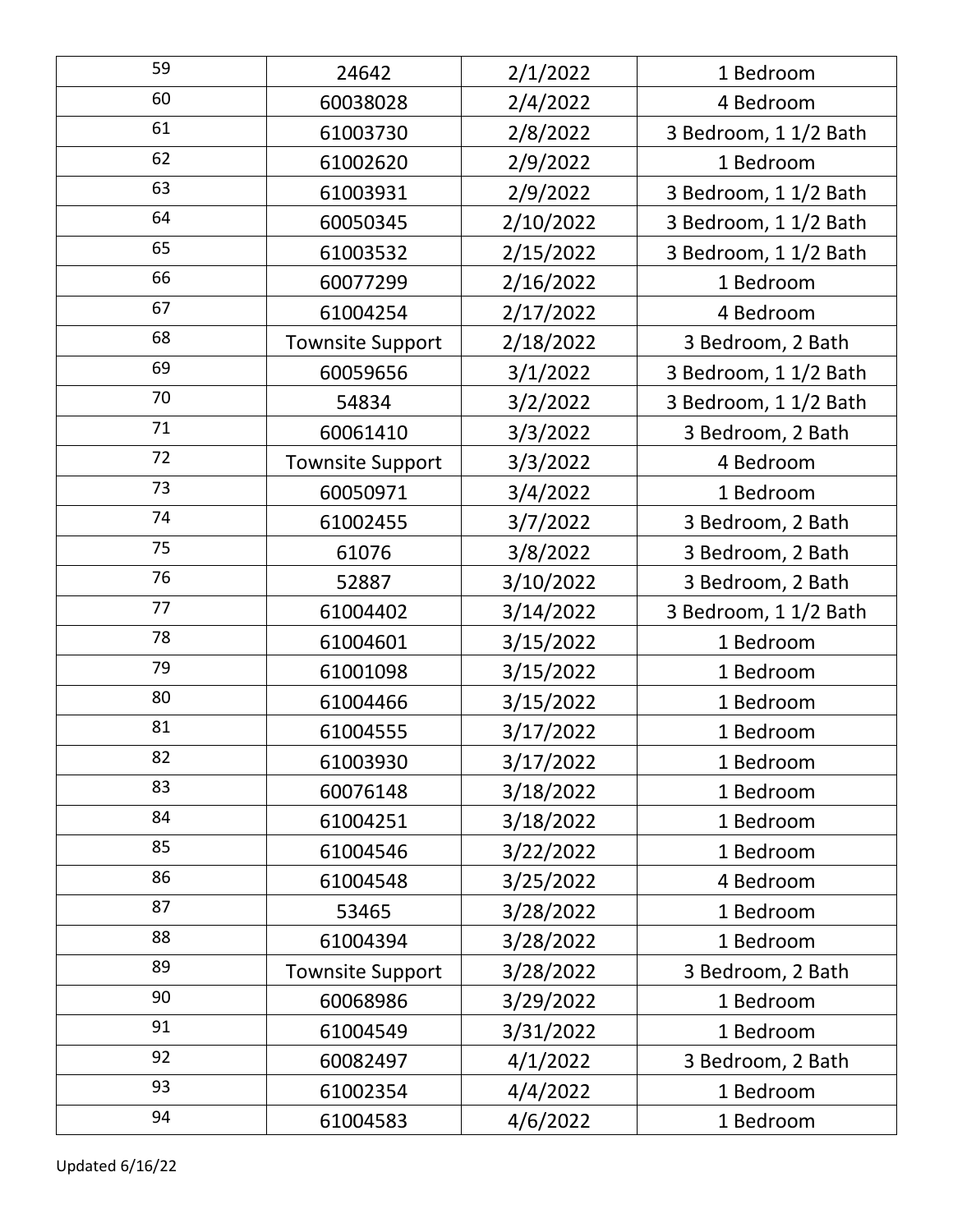| | | | |
|---|---|---|---|
| 59 | 24642 | 2/1/2022 | 1 Bedroom |
| 60 | 60038028 | 2/4/2022 | 4 Bedroom |
| 61 | 61003730 | 2/8/2022 | 3 Bedroom, 1 1/2 Bath |
| 62 | 61002620 | 2/9/2022 | 1 Bedroom |
| 63 | 61003931 | 2/9/2022 | 3 Bedroom, 1 1/2 Bath |
| 64 | 60050345 | 2/10/2022 | 3 Bedroom, 1 1/2 Bath |
| 65 | 61003532 | 2/15/2022 | 3 Bedroom, 1 1/2 Bath |
| 66 | 60077299 | 2/16/2022 | 1 Bedroom |
| 67 | 61004254 | 2/17/2022 | 4 Bedroom |
| 68 | Townsite Support | 2/18/2022 | 3 Bedroom, 2 Bath |
| 69 | 60059656 | 3/1/2022 | 3 Bedroom, 1 1/2 Bath |
| 70 | 54834 | 3/2/2022 | 3 Bedroom, 1 1/2 Bath |
| 71 | 60061410 | 3/3/2022 | 3 Bedroom, 2 Bath |
| 72 | Townsite Support | 3/3/2022 | 4 Bedroom |
| 73 | 60050971 | 3/4/2022 | 1 Bedroom |
| 74 | 61002455 | 3/7/2022 | 3 Bedroom, 2 Bath |
| 75 | 61076 | 3/8/2022 | 3 Bedroom, 2 Bath |
| 76 | 52887 | 3/10/2022 | 3 Bedroom, 2 Bath |
| 77 | 61004402 | 3/14/2022 | 3 Bedroom, 1 1/2 Bath |
| 78 | 61004601 | 3/15/2022 | 1 Bedroom |
| 79 | 61001098 | 3/15/2022 | 1 Bedroom |
| 80 | 61004466 | 3/15/2022 | 1 Bedroom |
| 81 | 61004555 | 3/17/2022 | 1 Bedroom |
| 82 | 61003930 | 3/17/2022 | 1 Bedroom |
| 83 | 60076148 | 3/18/2022 | 1 Bedroom |
| 84 | 61004251 | 3/18/2022 | 1 Bedroom |
| 85 | 61004546 | 3/22/2022 | 1 Bedroom |
| 86 | 61004548 | 3/25/2022 | 4 Bedroom |
| 87 | 53465 | 3/28/2022 | 1 Bedroom |
| 88 | 61004394 | 3/28/2022 | 1 Bedroom |
| 89 | Townsite Support | 3/28/2022 | 3 Bedroom, 2 Bath |
| 90 | 60068986 | 3/29/2022 | 1 Bedroom |
| 91 | 61004549 | 3/31/2022 | 1 Bedroom |
| 92 | 60082497 | 4/1/2022 | 3 Bedroom, 2 Bath |
| 93 | 61002354 | 4/4/2022 | 1 Bedroom |
| 94 | 61004583 | 4/6/2022 | 1 Bedroom |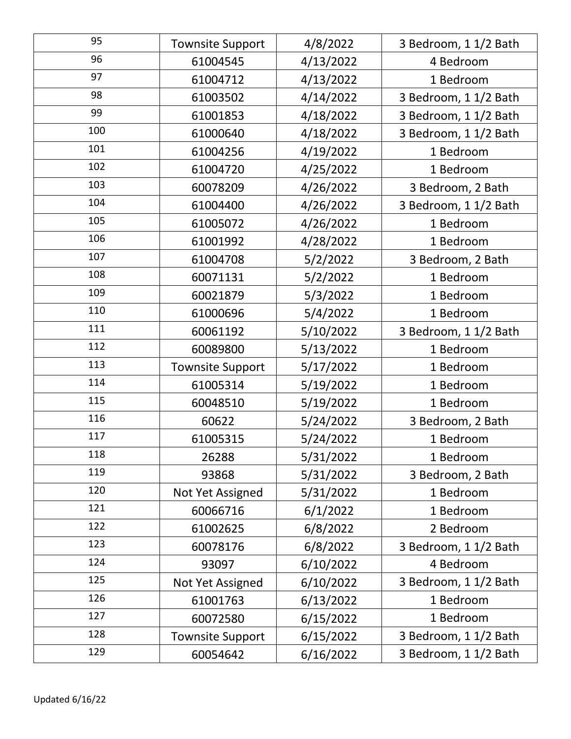| | | | |
|---|---|---|---|
| 95 | Townsite Support | 4/8/2022 | 3 Bedroom, 1 1/2 Bath |
| 96 | 61004545 | 4/13/2022 | 4 Bedroom |
| 97 | 61004712 | 4/13/2022 | 1 Bedroom |
| 98 | 61003502 | 4/14/2022 | 3 Bedroom, 1 1/2 Bath |
| 99 | 61001853 | 4/18/2022 | 3 Bedroom, 1 1/2 Bath |
| 100 | 61000640 | 4/18/2022 | 3 Bedroom, 1 1/2 Bath |
| 101 | 61004256 | 4/19/2022 | 1 Bedroom |
| 102 | 61004720 | 4/25/2022 | 1 Bedroom |
| 103 | 60078209 | 4/26/2022 | 3 Bedroom, 2 Bath |
| 104 | 61004400 | 4/26/2022 | 3 Bedroom, 1 1/2 Bath |
| 105 | 61005072 | 4/26/2022 | 1 Bedroom |
| 106 | 61001992 | 4/28/2022 | 1 Bedroom |
| 107 | 61004708 | 5/2/2022 | 3 Bedroom, 2 Bath |
| 108 | 60071131 | 5/2/2022 | 1 Bedroom |
| 109 | 60021879 | 5/3/2022 | 1 Bedroom |
| 110 | 61000696 | 5/4/2022 | 1 Bedroom |
| 111 | 60061192 | 5/10/2022 | 3 Bedroom, 1 1/2 Bath |
| 112 | 60089800 | 5/13/2022 | 1 Bedroom |
| 113 | Townsite Support | 5/17/2022 | 1 Bedroom |
| 114 | 61005314 | 5/19/2022 | 1 Bedroom |
| 115 | 60048510 | 5/19/2022 | 1 Bedroom |
| 116 | 60622 | 5/24/2022 | 3 Bedroom, 2 Bath |
| 117 | 61005315 | 5/24/2022 | 1 Bedroom |
| 118 | 26288 | 5/31/2022 | 1 Bedroom |
| 119 | 93868 | 5/31/2022 | 3 Bedroom, 2 Bath |
| 120 | Not Yet Assigned | 5/31/2022 | 1 Bedroom |
| 121 | 60066716 | 6/1/2022 | 1 Bedroom |
| 122 | 61002625 | 6/8/2022 | 2 Bedroom |
| 123 | 60078176 | 6/8/2022 | 3 Bedroom, 1 1/2 Bath |
| 124 | 93097 | 6/10/2022 | 4 Bedroom |
| 125 | Not Yet Assigned | 6/10/2022 | 3 Bedroom, 1 1/2 Bath |
| 126 | 61001763 | 6/13/2022 | 1 Bedroom |
| 127 | 60072580 | 6/15/2022 | 1 Bedroom |
| 128 | Townsite Support | 6/15/2022 | 3 Bedroom, 1 1/2 Bath |
| 129 | 60054642 | 6/16/2022 | 3 Bedroom, 1 1/2 Bath |

Updated 6/16/22